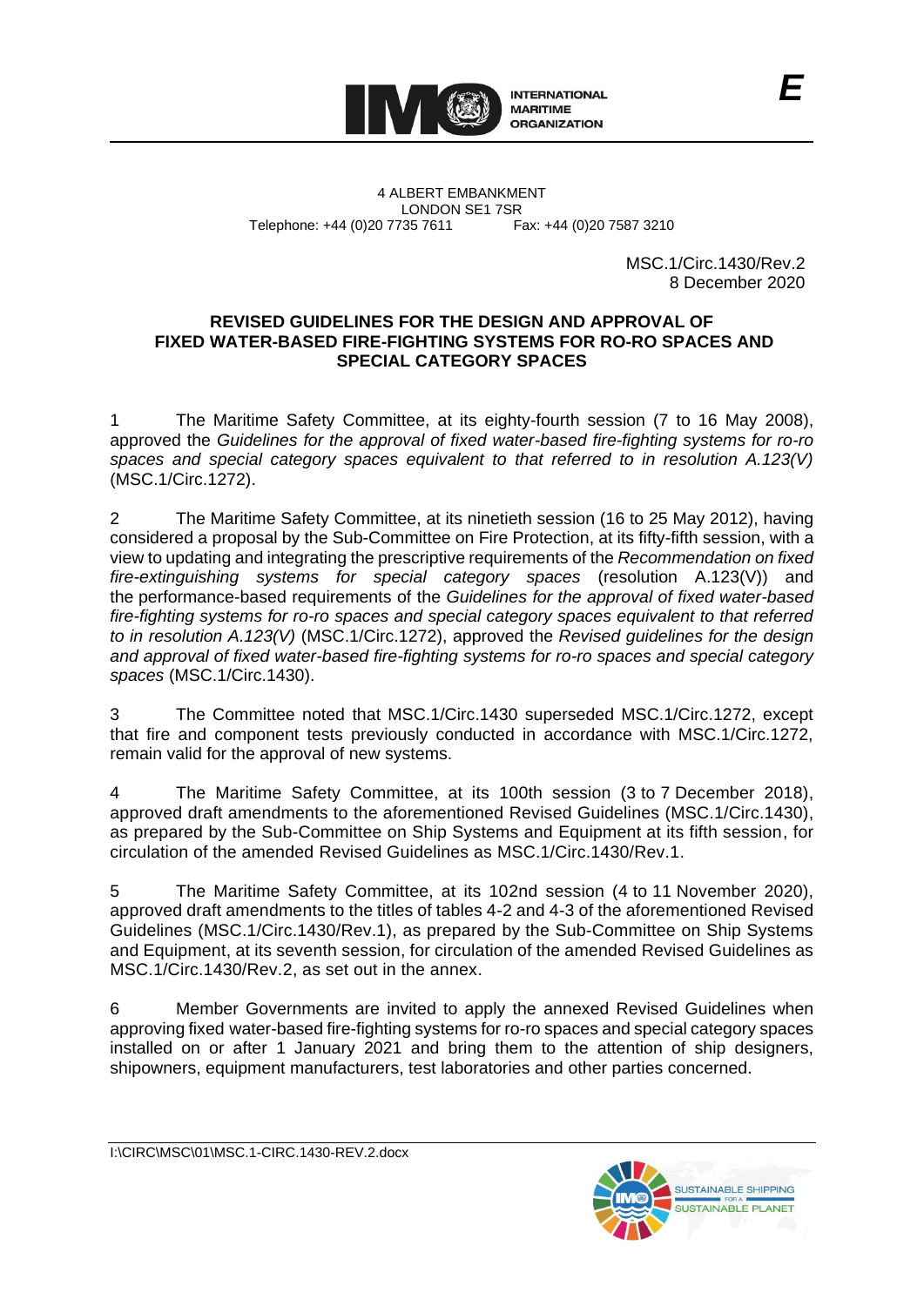INTERNATIONAL MARITIME ORGANIZATION

*E*

4 ALBERT EMBANKMENT
LONDON SE1 7SR
Telephone: +44 (0)20 7735 7611 Fax: +44 (0)20 7587 3210

MSC.1/Circ.1430/Rev.2
8 December 2020

**REVISED GUIDELINES FOR THE DESIGN AND APPROVAL OF FIXED WATER-BASED FIRE-FIGHTING SYSTEMS FOR RO-RO SPACES AND SPECIAL CATEGORY SPACES**

1 The Maritime Safety Committee, at its eighty-fourth session (7 to 16 May 2008), approved the *Guidelines for the approval of fixed water-based fire-fighting systems for ro-ro spaces and special category spaces equivalent to that referred to in resolution A.123(V)* (MSC.1/Circ.1272).

2 The Maritime Safety Committee, at its ninetieth session (16 to 25 May 2012), having considered a proposal by the Sub-Committee on Fire Protection, at its fifty-fifth session, with a view to updating and integrating the prescriptive requirements of the *Recommendation on fixed fire-extinguishing systems for special category spaces* (resolution A.123(V)) and the performance-based requirements of the *Guidelines for the approval of fixed water-based fire-fighting systems for ro-ro spaces and special category spaces equivalent to that referred to in resolution A.123(V)* (MSC.1/Circ.1272), approved the *Revised guidelines for the design and approval of fixed water-based fire-fighting systems for ro-ro spaces and special category spaces* (MSC.1/Circ.1430).

3 The Committee noted that MSC.1/Circ.1430 superseded MSC.1/Circ.1272, except that fire and component tests previously conducted in accordance with MSC.1/Circ.1272, remain valid for the approval of new systems.

4 The Maritime Safety Committee, at its 100th session (3 to 7 December 2018), approved draft amendments to the aforementioned Revised Guidelines (MSC.1/Circ.1430), as prepared by the Sub-Committee on Ship Systems and Equipment at its fifth session, for circulation of the amended Revised Guidelines as MSC.1/Circ.1430/Rev.1.

5 The Maritime Safety Committee, at its 102nd session (4 to 11 November 2020), approved draft amendments to the titles of tables 4-2 and 4-3 of the aforementioned Revised Guidelines (MSC.1/Circ.1430/Rev.1), as prepared by the Sub-Committee on Ship Systems and Equipment, at its seventh session, for circulation of the amended Revised Guidelines as MSC.1/Circ.1430/Rev.2, as set out in the annex.

6 Member Governments are invited to apply the annexed Revised Guidelines when approving fixed water-based fire-fighting systems for ro-ro spaces and special category spaces installed on or after 1 January 2021 and bring them to the attention of ship designers, shipowners, equipment manufacturers, test laboratories and other parties concerned.

I:\CIRC\MSC\01\MSC.1-CIRC.1430-REV.2.docx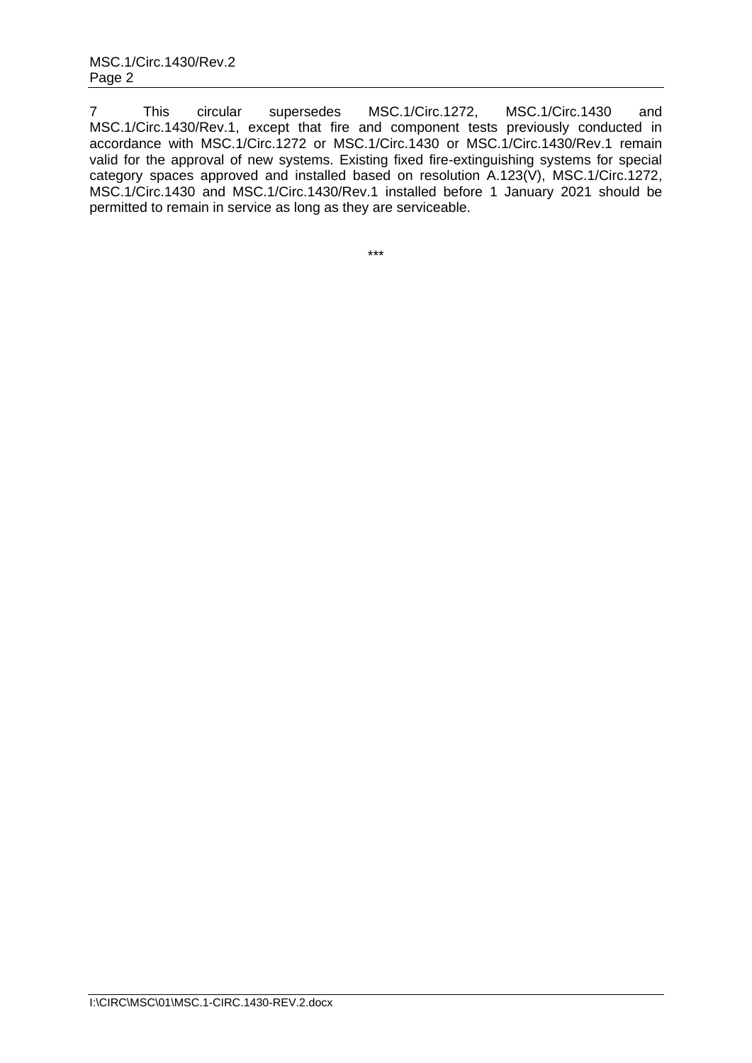7 This circular supersedes MSC.1/Circ.1272, MSC.1/Circ.1430 and MSC.1/Circ.1430/Rev.1, except that fire and component tests previously conducted in accordance with MSC.1/Circ.1272 or MSC.1/Circ.1430 or MSC.1/Circ.1430/Rev.1 remain valid for the approval of new systems. Existing fixed fire-extinguishing systems for special category spaces approved and installed based on resolution A.123(V), MSC.1/Circ.1272, MSC.1/Circ.1430 and MSC.1/Circ.1430/Rev.1 installed before 1 January 2021 should be permitted to remain in service as long as they are serviceable.

***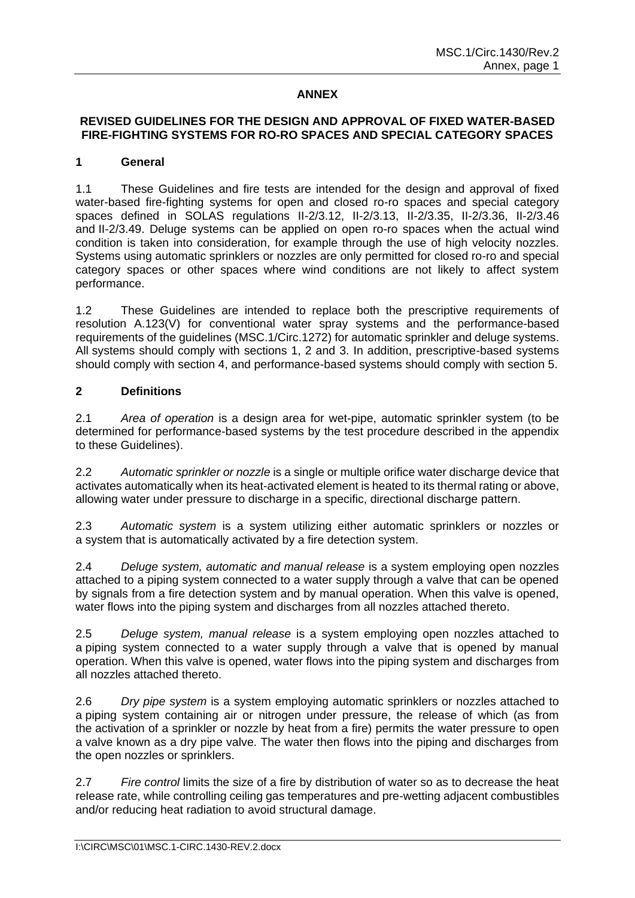# ANNEX

## REVISED GUIDELINES FOR THE DESIGN AND APPROVAL OF FIXED WATER-BASED FIRE-FIGHTING SYSTEMS FOR RO-RO SPACES AND SPECIAL CATEGORY SPACES

### 1 General

1.1 These Guidelines and fire tests are intended for the design and approval of fixed water-based fire-fighting systems for open and closed ro-ro spaces and special category spaces defined in SOLAS regulations II-2/3.12, II-2/3.13, II-2/3.35, II-2/3.36, II-2/3.46 and II-2/3.49. Deluge systems can be applied on open ro-ro spaces when the actual wind condition is taken into consideration, for example through the use of high velocity nozzles. Systems using automatic sprinklers or nozzles are only permitted for closed ro-ro and special category spaces or other spaces where wind conditions are not likely to affect system performance.

1.2 These Guidelines are intended to replace both the prescriptive requirements of resolution A.123(V) for conventional water spray systems and the performance-based requirements of the guidelines (MSC.1/Circ.1272) for automatic sprinkler and deluge systems. All systems should comply with sections 1, 2 and 3. In addition, prescriptive-based systems should comply with section 4, and performance-based systems should comply with section 5.

### 2 Definitions

2.1 *Area of operation* is a design area for wet-pipe, automatic sprinkler system (to be determined for performance-based systems by the test procedure described in the appendix to these Guidelines).

2.2 *Automatic sprinkler or nozzle* is a single or multiple orifice water discharge device that activates automatically when its heat-activated element is heated to its thermal rating or above, allowing water under pressure to discharge in a specific, directional discharge pattern.

2.3 *Automatic system* is a system utilizing either automatic sprinklers or nozzles or a system that is automatically activated by a fire detection system.

2.4 *Deluge system, automatic and manual release* is a system employing open nozzles attached to a piping system connected to a water supply through a valve that can be opened by signals from a fire detection system and by manual operation. When this valve is opened, water flows into the piping system and discharges from all nozzles attached thereto.

2.5 *Deluge system, manual release* is a system employing open nozzles attached to a piping system connected to a water supply through a valve that is opened by manual operation. When this valve is opened, water flows into the piping system and discharges from all nozzles attached thereto.

2.6 *Dry pipe system* is a system employing automatic sprinklers or nozzles attached to a piping system containing air or nitrogen under pressure, the release of which (as from the activation of a sprinkler or nozzle by heat from a fire) permits the water pressure to open a valve known as a dry pipe valve. The water then flows into the piping and discharges from the open nozzles or sprinklers.

2.7 *Fire control* limits the size of a fire by distribution of water so as to decrease the heat release rate, while controlling ceiling gas temperatures and pre-wetting adjacent combustibles and/or reducing heat radiation to avoid structural damage.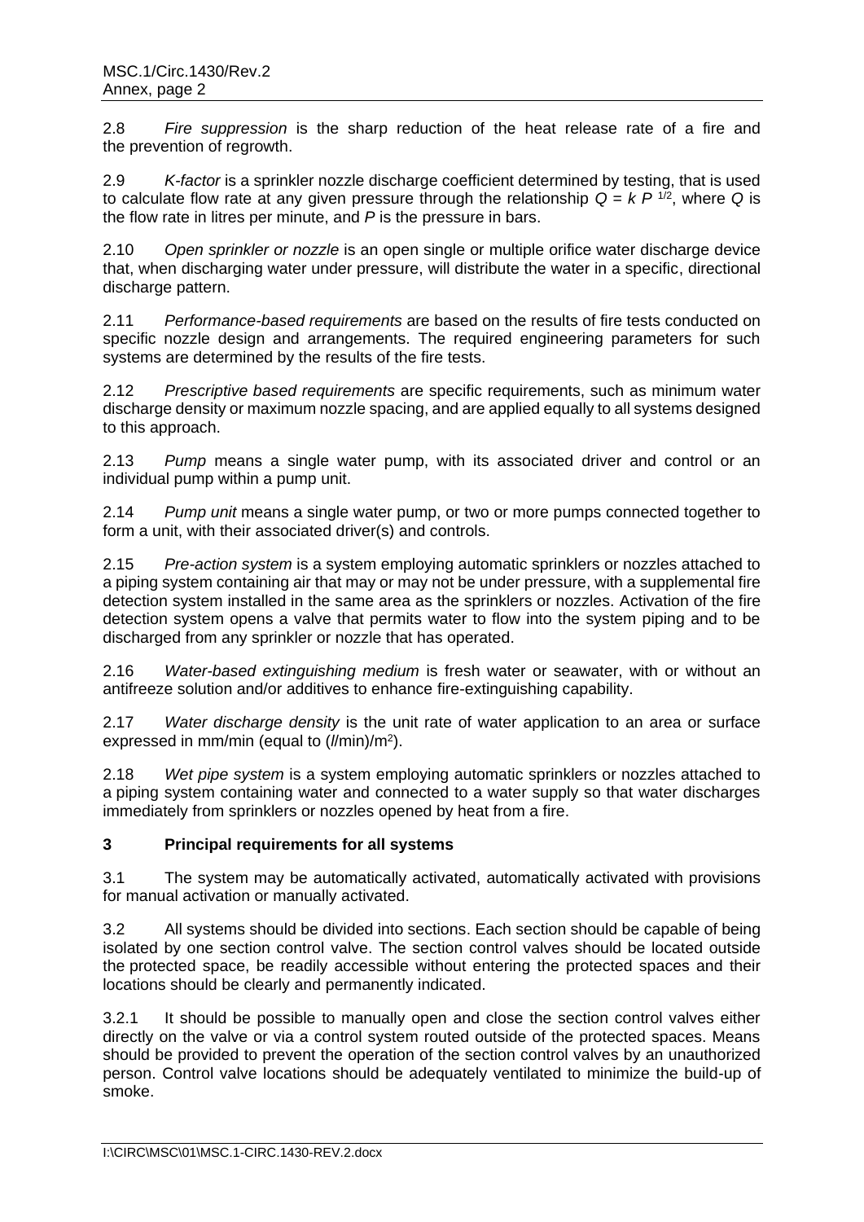2.8 *Fire suppression* is the sharp reduction of the heat release rate of a fire and the prevention of regrowth.

2.9 *K-factor* is a sprinkler nozzle discharge coefficient determined by testing, that is used to calculate flow rate at any given pressure through the relationship $Q = k P^{1/2}$, where $Q$ is the flow rate in litres per minute, and $P$ is the pressure in bars.

2.10 *Open sprinkler or nozzle* is an open single or multiple orifice water discharge device that, when discharging water under pressure, will distribute the water in a specific, directional discharge pattern.

2.11 *Performance-based requirements* are based on the results of fire tests conducted on specific nozzle design and arrangements. The required engineering parameters for such systems are determined by the results of the fire tests.

2.12 *Prescriptive based requirements* are specific requirements, such as minimum water discharge density or maximum nozzle spacing, and are applied equally to all systems designed to this approach.

2.13 *Pump* means a single water pump, with its associated driver and control or an individual pump within a pump unit.

2.14 *Pump unit* means a single water pump, or two or more pumps connected together to form a unit, with their associated driver(s) and controls.

2.15 *Pre-action system* is a system employing automatic sprinklers or nozzles attached to a piping system containing air that may or may not be under pressure, with a supplemental fire detection system installed in the same area as the sprinklers or nozzles. Activation of the fire detection system opens a valve that permits water to flow into the system piping and to be discharged from any sprinkler or nozzle that has operated.

2.16 *Water-based extinguishing medium* is fresh water or seawater, with or without an antifreeze solution and/or additives to enhance fire-extinguishing capability.

2.17 *Water discharge density* is the unit rate of water application to an area or surface expressed in mm/min (equal to $(l/\text{min})/m^2$).

2.18 *Wet pipe system* is a system employing automatic sprinklers or nozzles attached to a piping system containing water and connected to a water supply so that water discharges immediately from sprinklers or nozzles opened by heat from a fire.

## 3 Principal requirements for all systems

3.1 The system may be automatically activated, automatically activated with provisions for manual activation or manually activated.

3.2 All systems should be divided into sections. Each section should be capable of being isolated by one section control valve. The section control valves should be located outside the protected space, be readily accessible without entering the protected spaces and their locations should be clearly and permanently indicated.

3.2.1 It should be possible to manually open and close the section control valves either directly on the valve or via a control system routed outside of the protected spaces. Means should be provided to prevent the operation of the section control valves by an unauthorized person. Control valve locations should be adequately ventilated to minimize the build-up of smoke.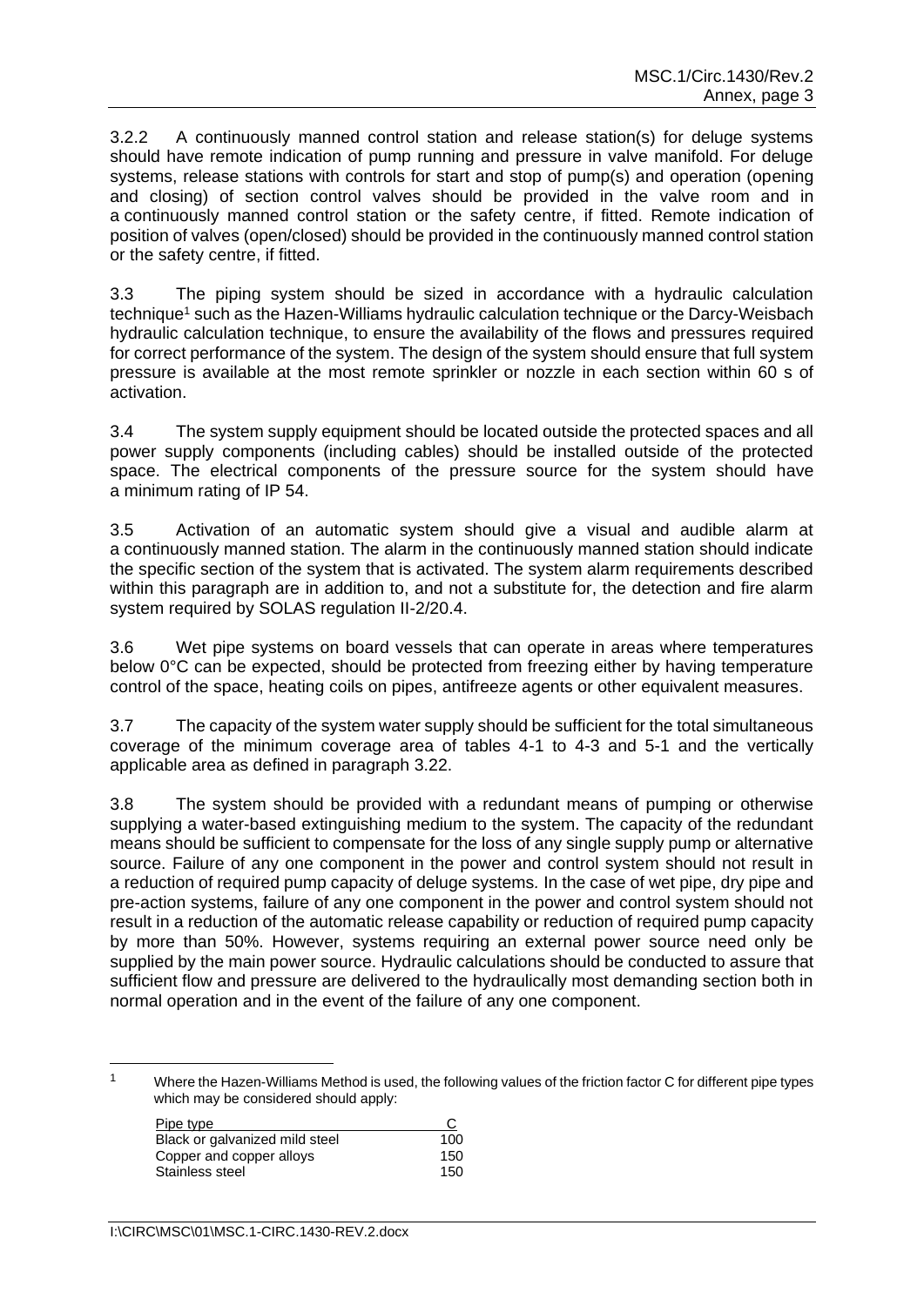3.2.2 A continuously manned control station and release station(s) for deluge systems should have remote indication of pump running and pressure in valve manifold. For deluge systems, release stations with controls for start and stop of pump(s) and operation (opening and closing) of section control valves should be provided in the valve room and in a continuously manned control station or the safety centre, if fitted. Remote indication of position of valves (open/closed) should be provided in the continuously manned control station or the safety centre, if fitted.

3.3 The piping system should be sized in accordance with a hydraulic calculation technique[1] such as the Hazen-Williams hydraulic calculation technique or the Darcy-Weisbach hydraulic calculation technique, to ensure the availability of the flows and pressures required for correct performance of the system. The design of the system should ensure that full system pressure is available at the most remote sprinkler or nozzle in each section within 60 s of activation.

3.4 The system supply equipment should be located outside the protected spaces and all power supply components (including cables) should be installed outside of the protected space. The electrical components of the pressure source for the system should have a minimum rating of IP 54.

3.5 Activation of an automatic system should give a visual and audible alarm at a continuously manned station. The alarm in the continuously manned station should indicate the specific section of the system that is activated. The system alarm requirements described within this paragraph are in addition to, and not a substitute for, the detection and fire alarm system required by SOLAS regulation II-2/20.4.

3.6 Wet pipe systems on board vessels that can operate in areas where temperatures below 0°C can be expected, should be protected from freezing either by having temperature control of the space, heating coils on pipes, antifreeze agents or other equivalent measures.

3.7 The capacity of the system water supply should be sufficient for the total simultaneous coverage of the minimum coverage area of tables 4-1 to 4-3 and 5-1 and the vertically applicable area as defined in paragraph 3.22.

3.8 The system should be provided with a redundant means of pumping or otherwise supplying a water-based extinguishing medium to the system. The capacity of the redundant means should be sufficient to compensate for the loss of any single supply pump or alternative source. Failure of any one component in the power and control system should not result in a reduction of required pump capacity of deluge systems. In the case of wet pipe, dry pipe and pre-action systems, failure of any one component in the power and control system should not result in a reduction of the automatic release capability or reduction of required pump capacity by more than 50%. However, systems requiring an external power source need only be supplied by the main power source. Hydraulic calculations should be conducted to assure that sufficient flow and pressure are delivered to the hydraulically most demanding section both in normal operation and in the event of the failure of any one component.

---

[1] Where the Hazen-Williams Method is used, the following values of the friction factor C for different pipe types which may be considered should apply:

| Pipe type | C |
|---|---|
| Black or galvanized mild steel | 100 |
| Copper and copper alloys | 150 |
| Stainless steel | 150 |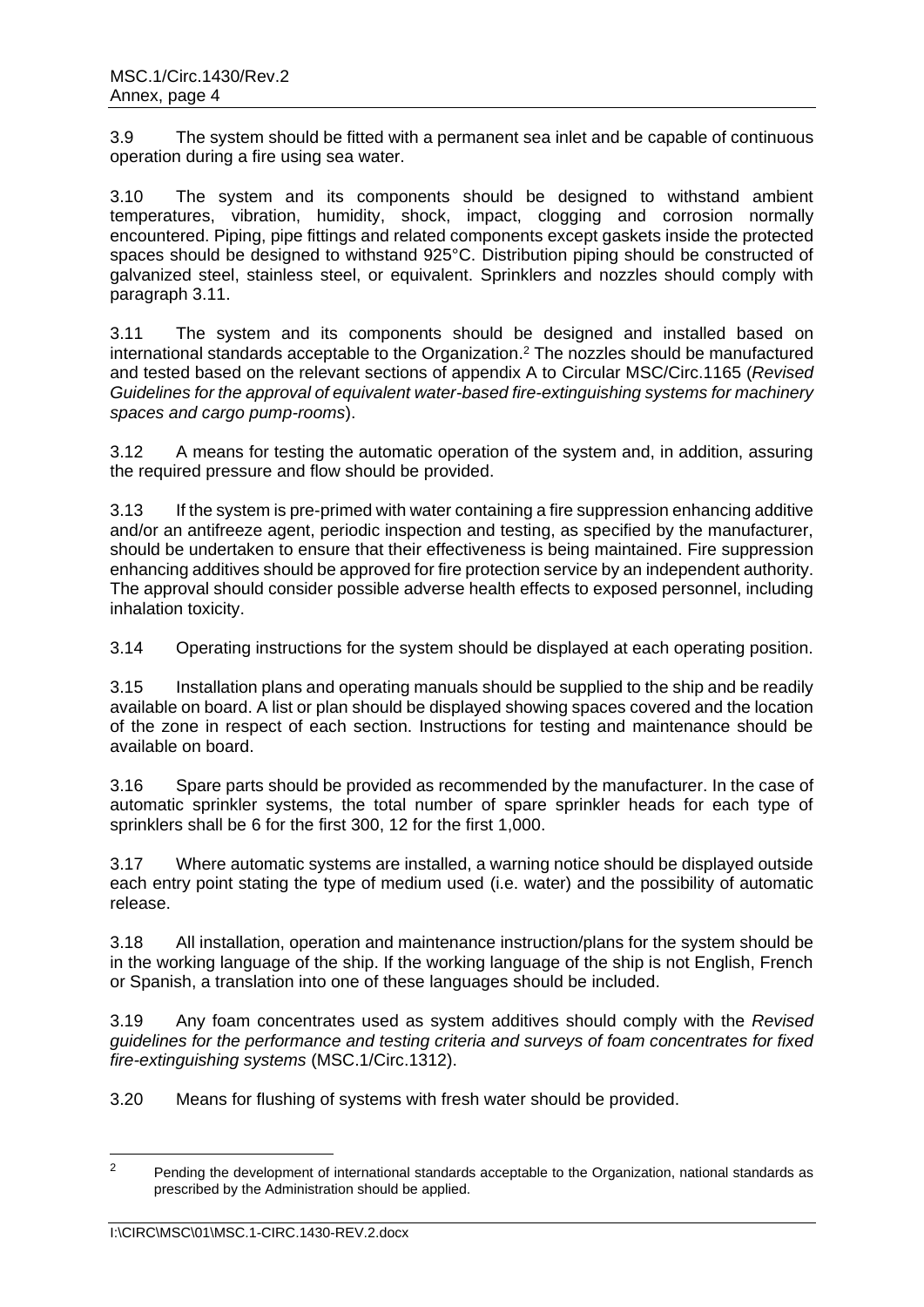3.9 The system should be fitted with a permanent sea inlet and be capable of continuous operation during a fire using sea water.

3.10 The system and its components should be designed to withstand ambient temperatures, vibration, humidity, shock, impact, clogging and corrosion normally encountered. Piping, pipe fittings and related components except gaskets inside the protected spaces should be designed to withstand 925°C. Distribution piping should be constructed of galvanized steel, stainless steel, or equivalent. Sprinklers and nozzles should comply with paragraph 3.11.

3.11 The system and its components should be designed and installed based on international standards acceptable to the Organization.[2] The nozzles should be manufactured and tested based on the relevant sections of appendix A to Circular MSC/Circ.1165 (*Revised Guidelines for the approval of equivalent water-based fire-extinguishing systems for machinery spaces and cargo pump-rooms*).

3.12 A means for testing the automatic operation of the system and, in addition, assuring the required pressure and flow should be provided.

3.13 If the system is pre-primed with water containing a fire suppression enhancing additive and/or an antifreeze agent, periodic inspection and testing, as specified by the manufacturer, should be undertaken to ensure that their effectiveness is being maintained. Fire suppression enhancing additives should be approved for fire protection service by an independent authority. The approval should consider possible adverse health effects to exposed personnel, including inhalation toxicity.

3.14 Operating instructions for the system should be displayed at each operating position.

3.15 Installation plans and operating manuals should be supplied to the ship and be readily available on board. A list or plan should be displayed showing spaces covered and the location of the zone in respect of each section. Instructions for testing and maintenance should be available on board.

3.16 Spare parts should be provided as recommended by the manufacturer. In the case of automatic sprinkler systems, the total number of spare sprinkler heads for each type of sprinklers shall be 6 for the first 300, 12 for the first 1,000.

3.17 Where automatic systems are installed, a warning notice should be displayed outside each entry point stating the type of medium used (i.e. water) and the possibility of automatic release.

3.18 All installation, operation and maintenance instruction/plans for the system should be in the working language of the ship. If the working language of the ship is not English, French or Spanish, a translation into one of these languages should be included.

3.19 Any foam concentrates used as system additives should comply with the *Revised guidelines for the performance and testing criteria and surveys of foam concentrates for fixed fire-extinguishing systems* (MSC.1/Circ.1312).

3.20 Means for flushing of systems with fresh water should be provided.

---

[2] Pending the development of international standards acceptable to the Organization, national standards as prescribed by the Administration should be applied.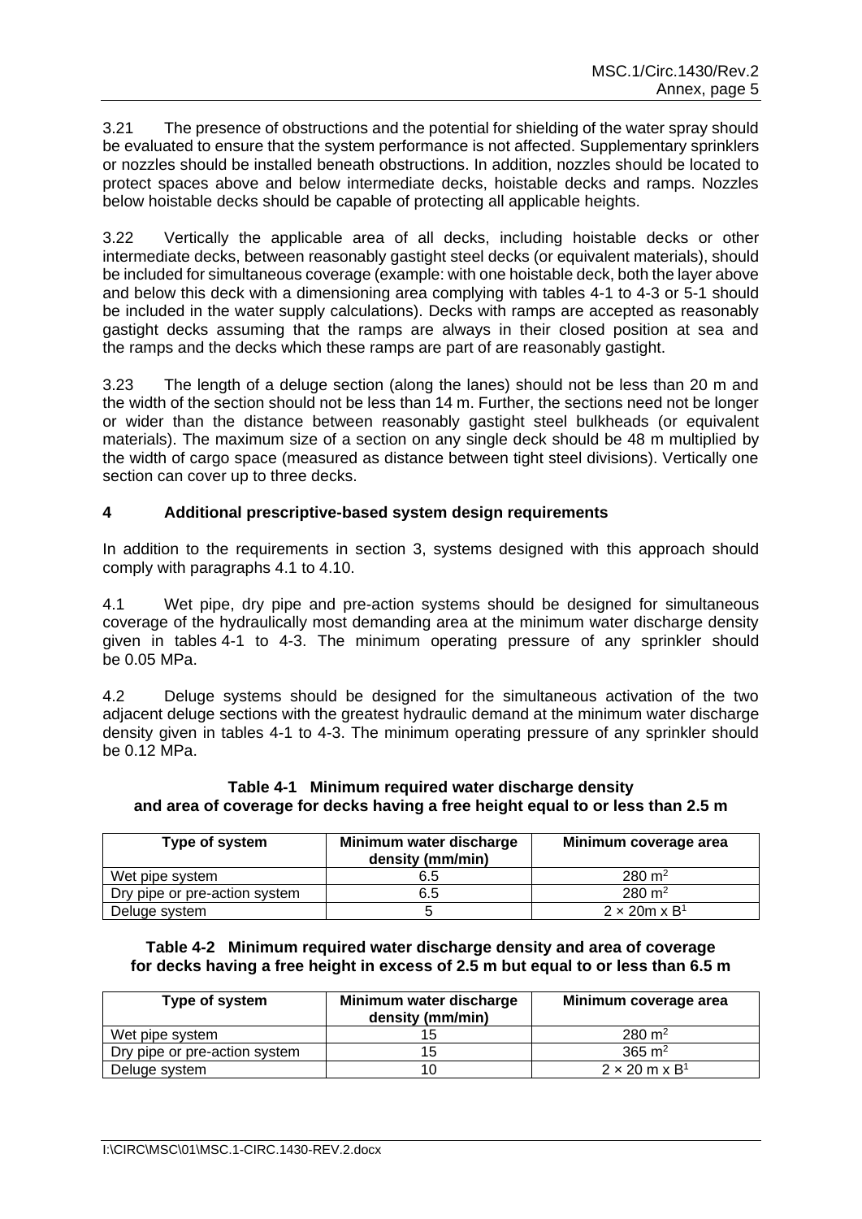3.21 The presence of obstructions and the potential for shielding of the water spray should be evaluated to ensure that the system performance is not affected. Supplementary sprinklers or nozzles should be installed beneath obstructions. In addition, nozzles should be located to protect spaces above and below intermediate decks, hoistable decks and ramps. Nozzles below hoistable decks should be capable of protecting all applicable heights.

3.22 Vertically the applicable area of all decks, including hoistable decks or other intermediate decks, between reasonably gastight steel decks (or equivalent materials), should be included for simultaneous coverage (example: with one hoistable deck, both the layer above and below this deck with a dimensioning area complying with tables 4-1 to 4-3 or 5-1 should be included in the water supply calculations). Decks with ramps are accepted as reasonably gastight decks assuming that the ramps are always in their closed position at sea and the ramps and the decks which these ramps are part of are reasonably gastight.

3.23 The length of a deluge section (along the lanes) should not be less than 20 m and the width of the section should not be less than 14 m. Further, the sections need not be longer or wider than the distance between reasonably gastight steel bulkheads (or equivalent materials). The maximum size of a section on any single deck should be 48 m multiplied by the width of cargo space (measured as distance between tight steel divisions). Vertically one section can cover up to three decks.

## 4 Additional prescriptive-based system design requirements

In addition to the requirements in section 3, systems designed with this approach should comply with paragraphs 4.1 to 4.10.

4.1 Wet pipe, dry pipe and pre-action systems should be designed for simultaneous coverage of the hydraulically most demanding area at the minimum water discharge density given in tables 4-1 to 4-3. The minimum operating pressure of any sprinkler should be 0.05 MPa.

4.2 Deluge systems should be designed for the simultaneous activation of the two adjacent deluge sections with the greatest hydraulic demand at the minimum water discharge density given in tables 4-1 to 4-3. The minimum operating pressure of any sprinkler should be 0.12 MPa.

**Table 4-1 Minimum required water discharge density and area of coverage for decks having a free height equal to or less than 2.5 m**

| Type of system | Minimum water discharge density (mm/min) | Minimum coverage area |
|---|---|---|
| Wet pipe system | 6.5 | 280 $m^2$ |
| Dry pipe or pre-action system | 6.5 | 280 $m^2$ |
| Deluge system | 5 | 2 × 20m x B[1] |

**Table 4-2 Minimum required water discharge density and area of coverage for decks having a free height in excess of 2.5 m but equal to or less than 6.5 m**

| Type of system | Minimum water discharge density (mm/min) | Minimum coverage area |
|---|---|---|
| Wet pipe system | 15 | 280 $m^2$ |
| Dry pipe or pre-action system | 15 | 365 $m^2$ |
| Deluge system | 10 | 2 × 20 m x B[1] |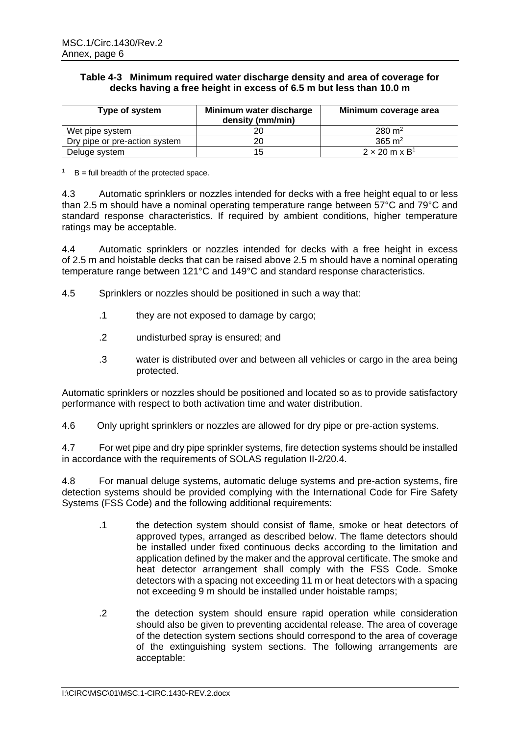**Table 4-3 Minimum required water discharge density and area of coverage for decks having a free height in excess of 6.5 m but less than 10.0 m**

| Type of system | Minimum water discharge density (mm/min) | Minimum coverage area |
|---|---|---|
| Wet pipe system | 20 | 280 $m^2$ |
| Dry pipe or pre-action system | 20 | 365 $m^2$ |
| Deluge system | 15 | 2 × 20 m x B[1] |

[1] B = full breadth of the protected space.

4.3 Automatic sprinklers or nozzles intended for decks with a free height equal to or less than 2.5 m should have a nominal operating temperature range between 57°C and 79°C and standard response characteristics. If required by ambient conditions, higher temperature ratings may be acceptable.

4.4 Automatic sprinklers or nozzles intended for decks with a free height in excess of 2.5 m and hoistable decks that can be raised above 2.5 m should have a nominal operating temperature range between 121°C and 149°C and standard response characteristics.

4.5 Sprinklers or nozzles should be positioned in such a way that:

.1 they are not exposed to damage by cargo;

.2 undisturbed spray is ensured; and

.3 water is distributed over and between all vehicles or cargo in the area being protected.

Automatic sprinklers or nozzles should be positioned and located so as to provide satisfactory performance with respect to both activation time and water distribution.

4.6 Only upright sprinklers or nozzles are allowed for dry pipe or pre-action systems.

4.7 For wet pipe and dry pipe sprinkler systems, fire detection systems should be installed in accordance with the requirements of SOLAS regulation II-2/20.4.

4.8 For manual deluge systems, automatic deluge systems and pre-action systems, fire detection systems should be provided complying with the International Code for Fire Safety Systems (FSS Code) and the following additional requirements:

.1 the detection system should consist of flame, smoke or heat detectors of approved types, arranged as described below. The flame detectors should be installed under fixed continuous decks according to the limitation and application defined by the maker and the approval certificate. The smoke and heat detector arrangement shall comply with the FSS Code. Smoke detectors with a spacing not exceeding 11 m or heat detectors with a spacing not exceeding 9 m should be installed under hoistable ramps;

.2 the detection system should ensure rapid operation while consideration should also be given to preventing accidental release. The area of coverage of the detection system sections should correspond to the area of coverage of the extinguishing system sections. The following arrangements are acceptable: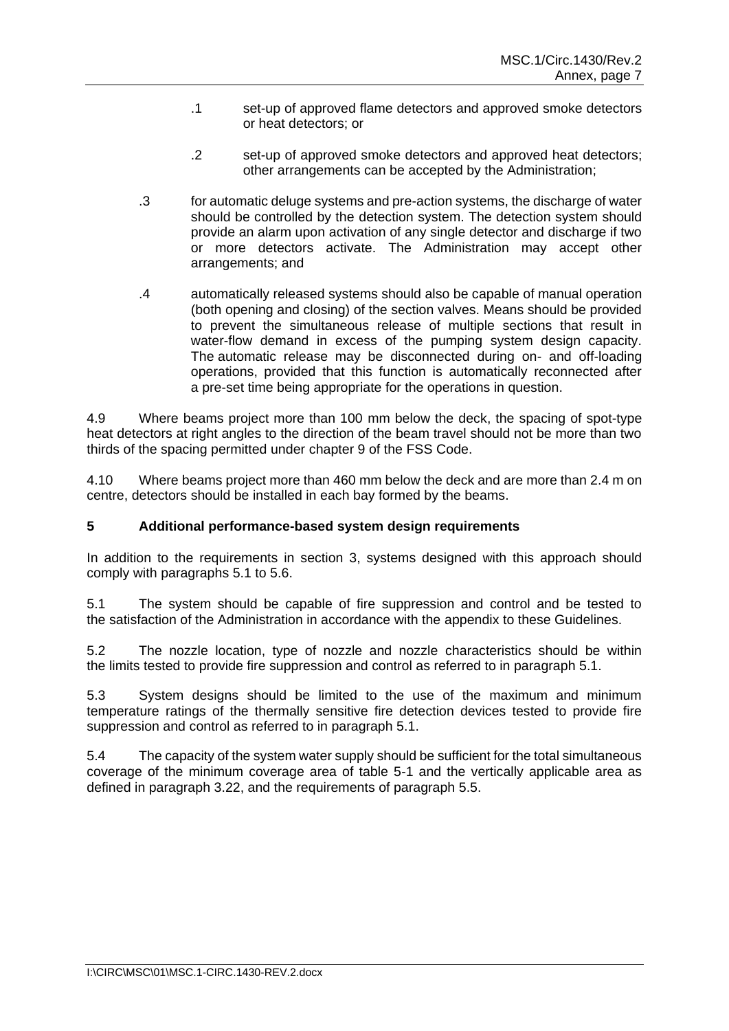.1 set-up of approved flame detectors and approved smoke detectors or heat detectors; or

.2 set-up of approved smoke detectors and approved heat detectors; other arrangements can be accepted by the Administration;

.3 for automatic deluge systems and pre-action systems, the discharge of water should be controlled by the detection system. The detection system should provide an alarm upon activation of any single detector and discharge if two or more detectors activate. The Administration may accept other arrangements; and

.4 automatically released systems should also be capable of manual operation (both opening and closing) of the section valves. Means should be provided to prevent the simultaneous release of multiple sections that result in water-flow demand in excess of the pumping system design capacity. The automatic release may be disconnected during on- and off-loading operations, provided that this function is automatically reconnected after a pre-set time being appropriate for the operations in question.

4.9 Where beams project more than 100 mm below the deck, the spacing of spot-type heat detectors at right angles to the direction of the beam travel should not be more than two thirds of the spacing permitted under chapter 9 of the FSS Code.

4.10 Where beams project more than 460 mm below the deck and are more than 2.4 m on centre, detectors should be installed in each bay formed by the beams.

## 5 Additional performance-based system design requirements

In addition to the requirements in section 3, systems designed with this approach should comply with paragraphs 5.1 to 5.6.

5.1 The system should be capable of fire suppression and control and be tested to the satisfaction of the Administration in accordance with the appendix to these Guidelines.

5.2 The nozzle location, type of nozzle and nozzle characteristics should be within the limits tested to provide fire suppression and control as referred to in paragraph 5.1.

5.3 System designs should be limited to the use of the maximum and minimum temperature ratings of the thermally sensitive fire detection devices tested to provide fire suppression and control as referred to in paragraph 5.1.

5.4 The capacity of the system water supply should be sufficient for the total simultaneous coverage of the minimum coverage area of table 5-1 and the vertically applicable area as defined in paragraph 3.22, and the requirements of paragraph 5.5.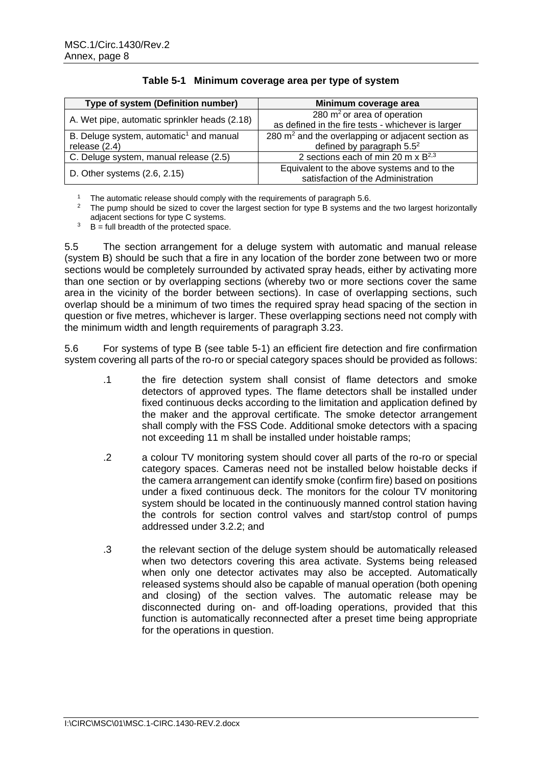**Table 5-1 Minimum coverage area per type of system**

| Type of system (Definition number) | Minimum coverage area |
|---|---|
| A. Wet pipe, automatic sprinkler heads (2.18) | 280 $m^2$ or area of operation as defined in the fire tests - whichever is larger |
| B. Deluge system, automatic[1] and manual release (2.4) | 280 $m^2$ and the overlapping or adjacent section as defined by paragraph 5.5[2] |
| C. Deluge system, manual release (2.5) | 2 sections each of min 20 m x B[2,3] |
| D. Other systems (2.6, 2.15) | Equivalent to the above systems and to the satisfaction of the Administration |

[1] The automatic release should comply with the requirements of paragraph 5.6.

[2] The pump should be sized to cover the largest section for type B systems and the two largest horizontally adjacent sections for type C systems.

[3] B = full breadth of the protected space.

5.5 The section arrangement for a deluge system with automatic and manual release (system B) should be such that a fire in any location of the border zone between two or more sections would be completely surrounded by activated spray heads, either by activating more than one section or by overlapping sections (whereby two or more sections cover the same area in the vicinity of the border between sections). In case of overlapping sections, such overlap should be a minimum of two times the required spray head spacing of the section in question or five metres, whichever is larger. These overlapping sections need not comply with the minimum width and length requirements of paragraph 3.23.

5.6 For systems of type B (see table 5-1) an efficient fire detection and fire confirmation system covering all parts of the ro-ro or special category spaces should be provided as follows:

.1 the fire detection system shall consist of flame detectors and smoke detectors of approved types. The flame detectors shall be installed under fixed continuous decks according to the limitation and application defined by the maker and the approval certificate. The smoke detector arrangement shall comply with the FSS Code. Additional smoke detectors with a spacing not exceeding 11 m shall be installed under hoistable ramps;

.2 a colour TV monitoring system should cover all parts of the ro-ro or special category spaces. Cameras need not be installed below hoistable decks if the camera arrangement can identify smoke (confirm fire) based on positions under a fixed continuous deck. The monitors for the colour TV monitoring system should be located in the continuously manned control station having the controls for section control valves and start/stop control of pumps addressed under 3.2.2; and

.3 the relevant section of the deluge system should be automatically released when two detectors covering this area activate. Systems being released when only one detector activates may also be accepted. Automatically released systems should also be capable of manual operation (both opening and closing) of the section valves. The automatic release may be disconnected during on- and off-loading operations, provided that this function is automatically reconnected after a preset time being appropriate for the operations in question.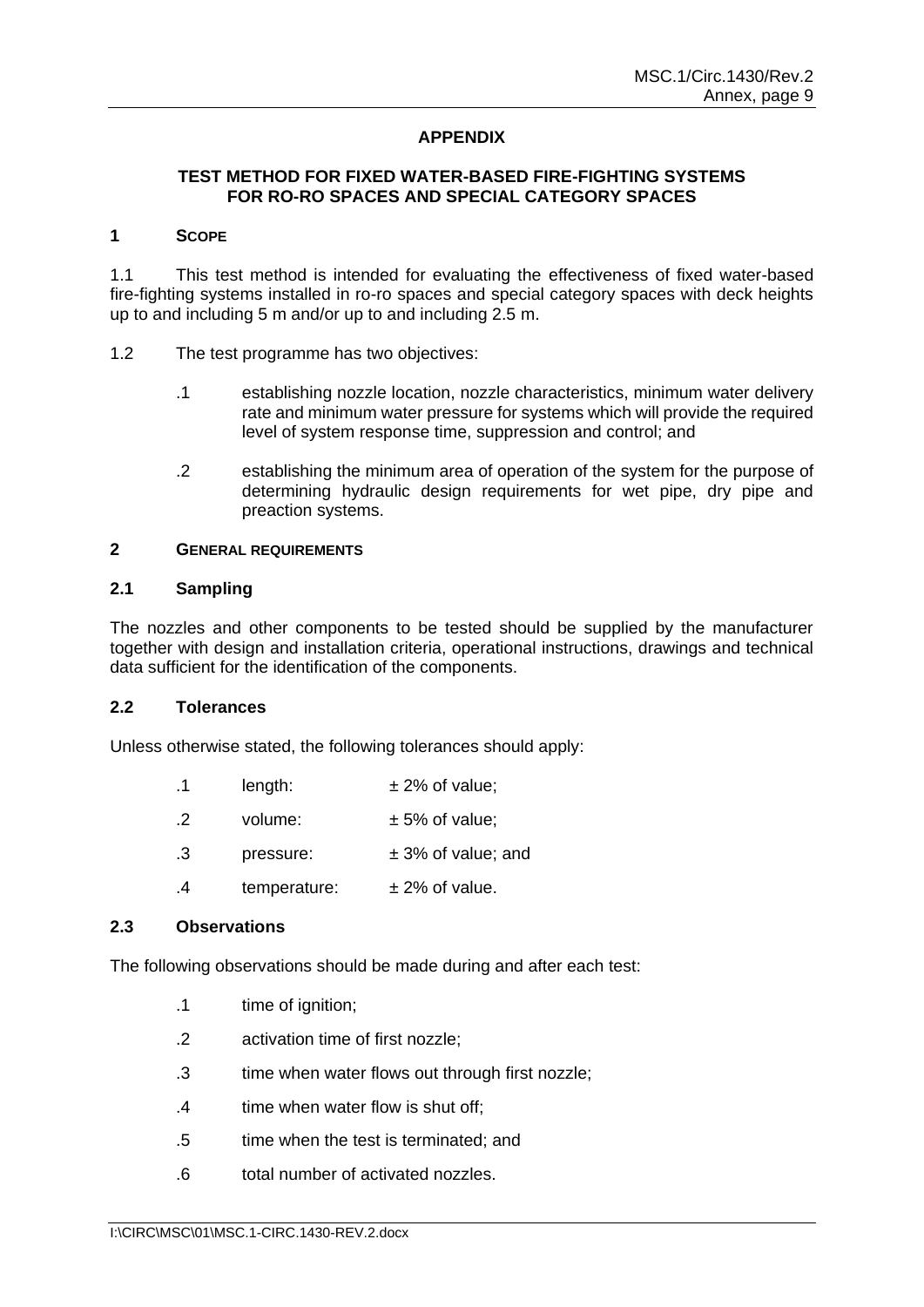## APPENDIX

### TEST METHOD FOR FIXED WATER-BASED FIRE-FIGHTING SYSTEMS FOR RO-RO SPACES AND SPECIAL CATEGORY SPACES

**1 SCOPE**

1.1 This test method is intended for evaluating the effectiveness of fixed water-based fire-fighting systems installed in ro-ro spaces and special category spaces with deck heights up to and including 5 m and/or up to and including 2.5 m.

1.2 The test programme has two objectives:

.1 establishing nozzle location, nozzle characteristics, minimum water delivery rate and minimum water pressure for systems which will provide the required level of system response time, suppression and control; and

.2 establishing the minimum area of operation of the system for the purpose of determining hydraulic design requirements for wet pipe, dry pipe and preaction systems.

**2 GENERAL REQUIREMENTS**

**2.1 Sampling**

The nozzles and other components to be tested should be supplied by the manufacturer together with design and installation criteria, operational instructions, drawings and technical data sufficient for the identification of the components.

**2.2 Tolerances**

Unless otherwise stated, the following tolerances should apply:

.1 length: ± 2% of value;

.2 volume: ± 5% of value;

.3 pressure: ± 3% of value; and

.4 temperature: ± 2% of value.

**2.3 Observations**

The following observations should be made during and after each test:

.1 time of ignition;

.2 activation time of first nozzle;

.3 time when water flows out through first nozzle;

.4 time when water flow is shut off;

.5 time when the test is terminated; and

.6 total number of activated nozzles.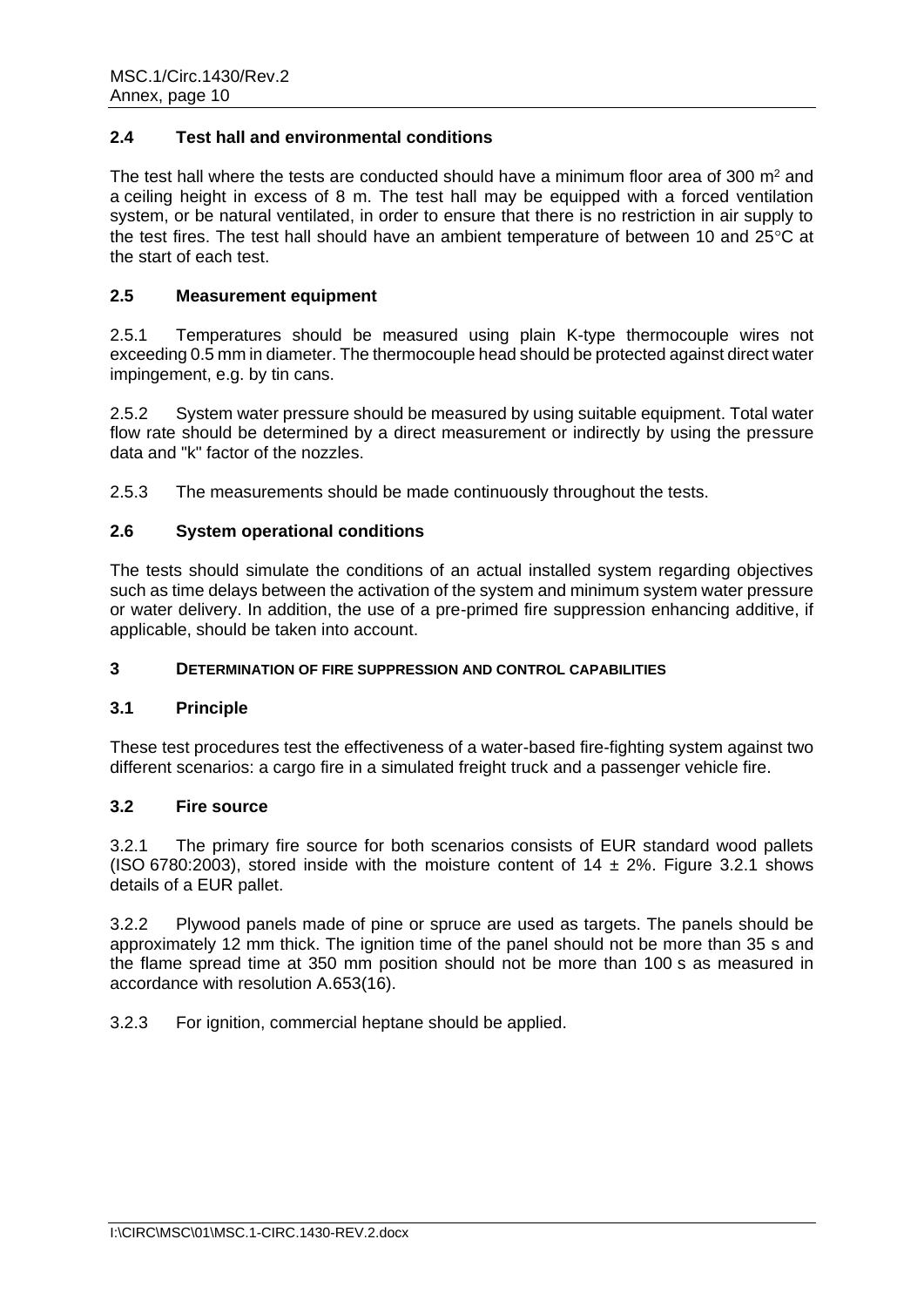## 2.4 Test hall and environmental conditions

The test hall where the tests are conducted should have a minimum floor area of 300 $m^2$ and a ceiling height in excess of 8 m. The test hall may be equipped with a forced ventilation system, or be natural ventilated, in order to ensure that there is no restriction in air supply to the test fires. The test hall should have an ambient temperature of between 10 and 25°C at the start of each test.

## 2.5 Measurement equipment

2.5.1 Temperatures should be measured using plain K-type thermocouple wires not exceeding 0.5 mm in diameter. The thermocouple head should be protected against direct water impingement, e.g. by tin cans.

2.5.2 System water pressure should be measured by using suitable equipment. Total water flow rate should be determined by a direct measurement or indirectly by using the pressure data and "k" factor of the nozzles.

2.5.3 The measurements should be made continuously throughout the tests.

## 2.6 System operational conditions

The tests should simulate the conditions of an actual installed system regarding objectives such as time delays between the activation of the system and minimum system water pressure or water delivery. In addition, the use of a pre-primed fire suppression enhancing additive, if applicable, should be taken into account.

# 3 DETERMINATION OF FIRE SUPPRESSION AND CONTROL CAPABILITIES

## 3.1 Principle

These test procedures test the effectiveness of a water-based fire-fighting system against two different scenarios: a cargo fire in a simulated freight truck and a passenger vehicle fire.

## 3.2 Fire source

3.2.1 The primary fire source for both scenarios consists of EUR standard wood pallets (ISO 6780:2003), stored inside with the moisture content of 14 ± 2%. Figure 3.2.1 shows details of a EUR pallet.

3.2.2 Plywood panels made of pine or spruce are used as targets. The panels should be approximately 12 mm thick. The ignition time of the panel should not be more than 35 s and the flame spread time at 350 mm position should not be more than 100 s as measured in accordance with resolution A.653(16).

3.2.3 For ignition, commercial heptane should be applied.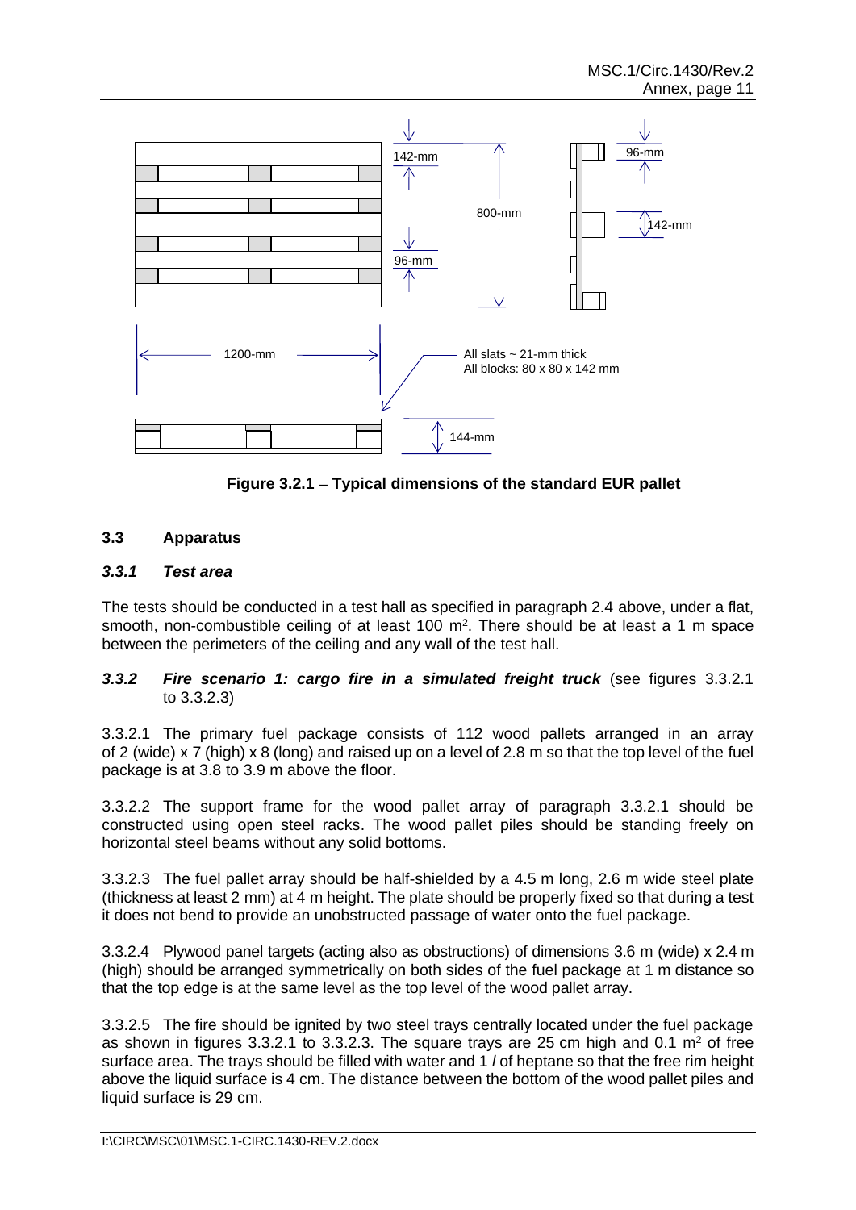142-mm

800-mm

96-mm

96-mm

142-mm

1200-mm

All slats ~ 21-mm thick
All blocks: 80 x 80 x 142 mm

144-mm

**Figure 3.2.1 – Typical dimensions of the standard EUR pallet**

### 3.3 Apparatus

#### *3.3.1 Test area*

The tests should be conducted in a test hall as specified in paragraph 2.4 above, under a flat, smooth, non-combustible ceiling of at least 100 $m^2$. There should be at least a 1 m space between the perimeters of the ceiling and any wall of the test hall.

#### ***3.3.2 Fire scenario 1: cargo fire in a simulated freight truck*** (see figures 3.3.2.1 to 3.3.2.3)

3.3.2.1 The primary fuel package consists of 112 wood pallets arranged in an array of 2 (wide) x 7 (high) x 8 (long) and raised up on a level of 2.8 m so that the top level of the fuel package is at 3.8 to 3.9 m above the floor.

3.3.2.2 The support frame for the wood pallet array of paragraph 3.3.2.1 should be constructed using open steel racks. The wood pallet piles should be standing freely on horizontal steel beams without any solid bottoms.

3.3.2.3 The fuel pallet array should be half-shielded by a 4.5 m long, 2.6 m wide steel plate (thickness at least 2 mm) at 4 m height. The plate should be properly fixed so that during a test it does not bend to provide an unobstructed passage of water onto the fuel package.

3.3.2.4 Plywood panel targets (acting also as obstructions) of dimensions 3.6 m (wide) x 2.4 m (high) should be arranged symmetrically on both sides of the fuel package at 1 m distance so that the top edge is at the same level as the top level of the wood pallet array.

3.3.2.5 The fire should be ignited by two steel trays centrally located under the fuel package as shown in figures 3.3.2.1 to 3.3.2.3. The square trays are 25 cm high and 0.1 $m^2$ of free surface area. The trays should be filled with water and 1 *l* of heptane so that the free rim height above the liquid surface is 4 cm. The distance between the bottom of the wood pallet piles and liquid surface is 29 cm.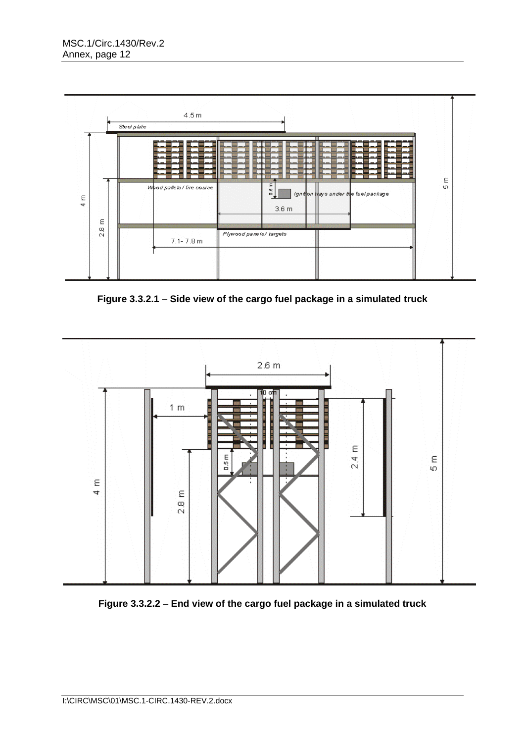4.5 m

Steel plate

4 m

2.8 m

Wood pallets / fire source

0.5 m

Ignition trays under the fuel package

3.6 m

Plywood panels / targets

7.1- 7.8 m

5 m

**Figure 3.3.2.1 – Side view of the cargo fuel package in a simulated truck**

2.6 m

10 cm

1 m

0.5 m

2.4 m

5 m

4 m

2.8 m

**Figure 3.3.2.2 – End view of the cargo fuel package in a simulated truck**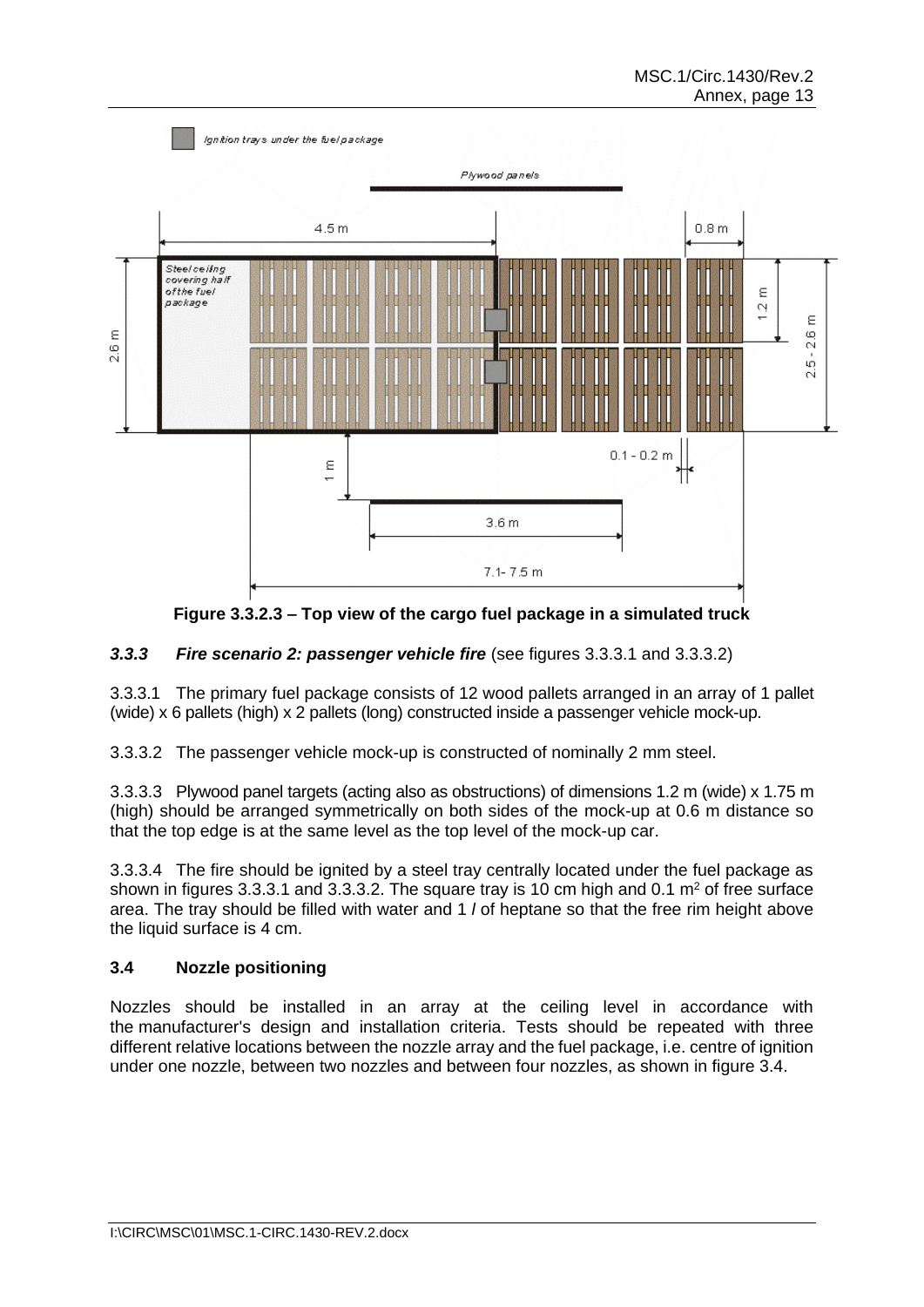Ignition trays under the fuel package

Plywood panels

4.5 m

0.8 m

Steel ceiling covering half of the fuel package

2.6 m

1.2 m

2.5 - 2.6 m

0.1 - 0.2 m

1 m

3.6 m

7.1- 7.5 m

**Figure 3.3.2.3 – Top view of the cargo fuel package in a simulated truck**

### ***3.3.3 Fire scenario 2: passenger vehicle fire*** (see figures 3.3.3.1 and 3.3.3.2)

3.3.3.1 The primary fuel package consists of 12 wood pallets arranged in an array of 1 pallet (wide) x 6 pallets (high) x 2 pallets (long) constructed inside a passenger vehicle mock-up.

3.3.3.2 The passenger vehicle mock-up is constructed of nominally 2 mm steel.

3.3.3.3 Plywood panel targets (acting also as obstructions) of dimensions 1.2 m (wide) x 1.75 m (high) should be arranged symmetrically on both sides of the mock-up at 0.6 m distance so that the top edge is at the same level as the top level of the mock-up car.

3.3.3.4 The fire should be ignited by a steel tray centrally located under the fuel package as shown in figures 3.3.3.1 and 3.3.3.2. The square tray is 10 cm high and 0.1 $m^2$ of free surface area. The tray should be filled with water and 1 *l* of heptane so that the free rim height above the liquid surface is 4 cm.

### **3.4 Nozzle positioning**

Nozzles should be installed in an array at the ceiling level in accordance with the manufacturer's design and installation criteria. Tests should be repeated with three different relative locations between the nozzle array and the fuel package, i.e. centre of ignition under one nozzle, between two nozzles and between four nozzles, as shown in figure 3.4.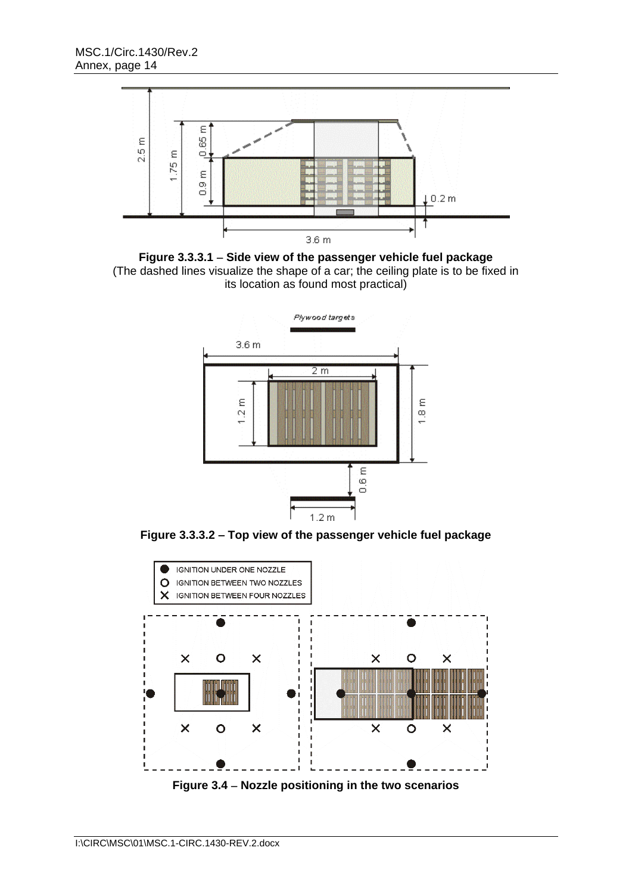2.5 m
1.75 m
0.65 m
0.9 m
0.2 m
3.6 m

**Figure 3.3.3.1 – Side view of the passenger vehicle fuel package**
(The dashed lines visualize the shape of a car; the ceiling plate is to be fixed in its location as found most practical)

Plywood targets
3.6 m
2 m
1.2 m
1.8 m
0.6 m
1.2 m

**Figure 3.3.3.2 – Top view of the passenger vehicle fuel package**

IGNITION UNDER ONE NOZZLE
IGNITION BETWEEN TWO NOZZLES
IGNITION BETWEEN FOUR NOZZLES

**Figure 3.4 – Nozzle positioning in the two scenarios**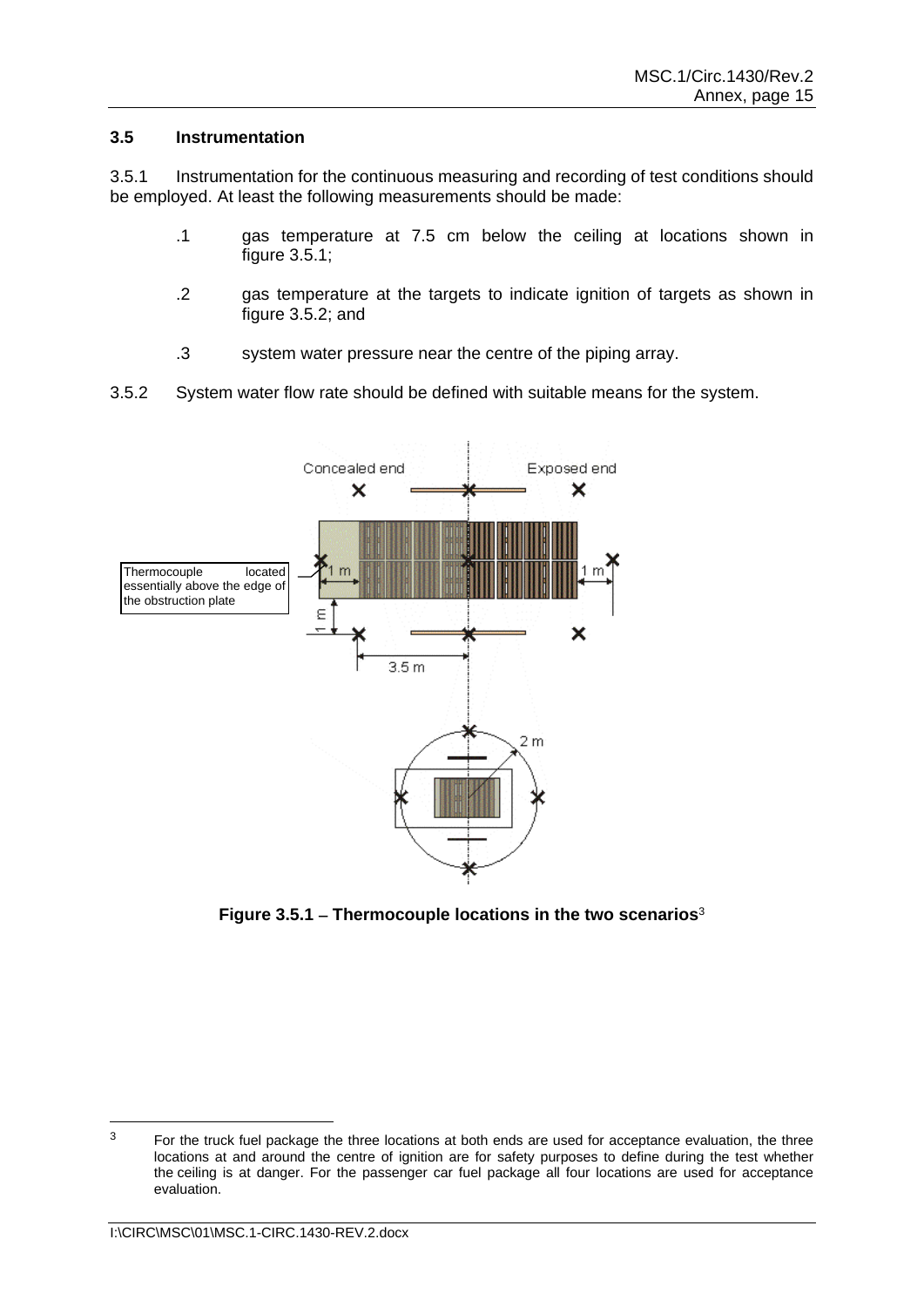### 3.5 Instrumentation

3.5.1 Instrumentation for the continuous measuring and recording of test conditions should be employed. At least the following measurements should be made:

- .1 gas temperature at 7.5 cm below the ceiling at locations shown in figure 3.5.1;
- .2 gas temperature at the targets to indicate ignition of targets as shown in figure 3.5.2; and
- .3 system water pressure near the centre of the piping array.

3.5.2 System water flow rate should be defined with suitable means for the system.

Concealed end

Exposed end

Thermocouple located essentially above the edge of the obstruction plate

1 m

1 m

1 m

3.5 m

2 m

**Figure 3.5.1 – Thermocouple locations in the two scenarios**[3]

[3] For the truck fuel package the three locations at both ends are used for acceptance evaluation, the three locations at and around the centre of ignition are for safety purposes to define during the test whether the ceiling is at danger. For the passenger car fuel package all four locations are used for acceptance evaluation.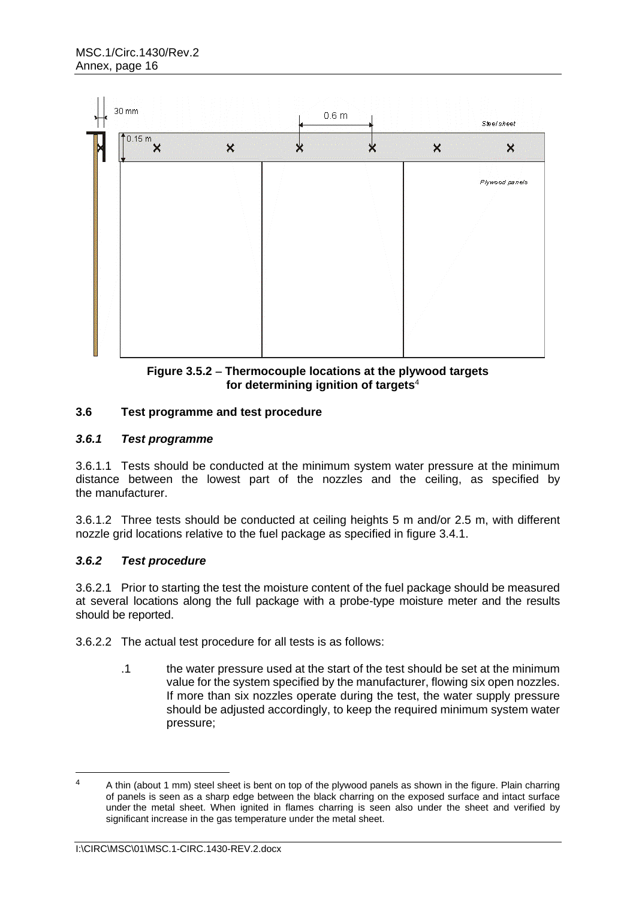30 mm

0.6 m

Steel sheet

0.15 m

Plywood panels

**Figure 3.5.2 – Thermocouple locations at the plywood targets for determining ignition of targets**[4]

### 3.6 Test programme and test procedure

#### *3.6.1 Test programme*

3.6.1.1 Tests should be conducted at the minimum system water pressure at the minimum distance between the lowest part of the nozzles and the ceiling, as specified by the manufacturer.

3.6.1.2 Three tests should be conducted at ceiling heights 5 m and/or 2.5 m, with different nozzle grid locations relative to the fuel package as specified in figure 3.4.1.

#### *3.6.2 Test procedure*

3.6.2.1 Prior to starting the test the moisture content of the fuel package should be measured at several locations along the full package with a probe-type moisture meter and the results should be reported.

3.6.2.2 The actual test procedure for all tests is as follows:

.1 the water pressure used at the start of the test should be set at the minimum value for the system specified by the manufacturer, flowing six open nozzles. If more than six nozzles operate during the test, the water supply pressure should be adjusted accordingly, to keep the required minimum system water pressure;

---

[4] A thin (about 1 mm) steel sheet is bent on top of the plywood panels as shown in the figure. Plain charring of panels is seen as a sharp edge between the black charring on the exposed surface and intact surface under the metal sheet. When ignited in flames charring is seen also under the sheet and verified by significant increase in the gas temperature under the metal sheet.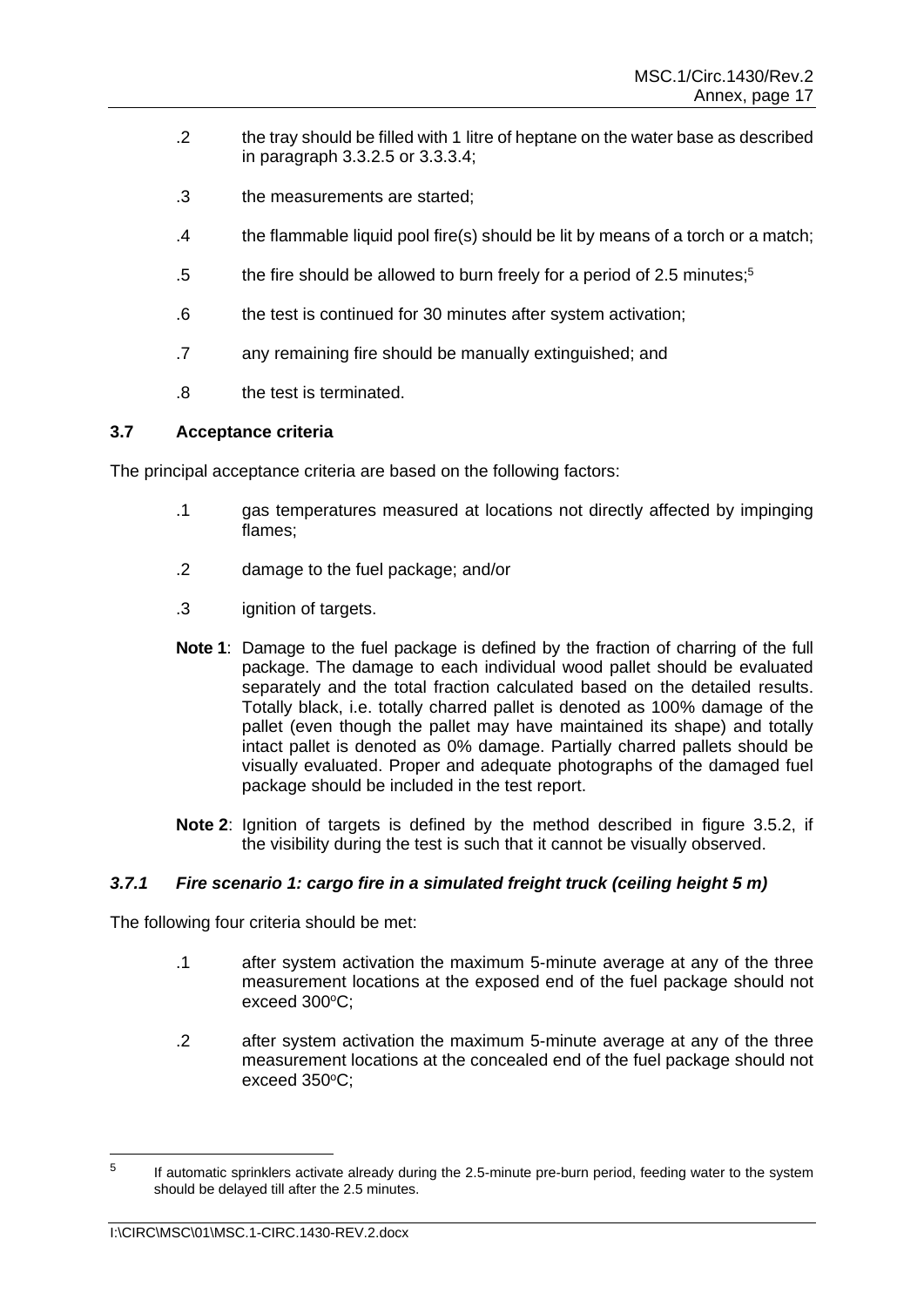.2 the tray should be filled with 1 litre of heptane on the water base as described in paragraph 3.3.2.5 or 3.3.3.4;

.3 the measurements are started;

.4 the flammable liquid pool fire(s) should be lit by means of a torch or a match;

.5 the fire should be allowed to burn freely for a period of 2.5 minutes;[5]

.6 the test is continued for 30 minutes after system activation;

.7 any remaining fire should be manually extinguished; and

.8 the test is terminated.

### 3.7 Acceptance criteria

The principal acceptance criteria are based on the following factors:

.1 gas temperatures measured at locations not directly affected by impinging flames;

.2 damage to the fuel package; and/or

.3 ignition of targets.

**Note 1**: Damage to the fuel package is defined by the fraction of charring of the full package. The damage to each individual wood pallet should be evaluated separately and the total fraction calculated based on the detailed results. Totally black, i.e. totally charred pallet is denoted as 100% damage of the pallet (even though the pallet may have maintained its shape) and totally intact pallet is denoted as 0% damage. Partially charred pallets should be visually evaluated. Proper and adequate photographs of the damaged fuel package should be included in the test report.

**Note 2**: Ignition of targets is defined by the method described in figure 3.5.2, if the visibility during the test is such that it cannot be visually observed.

#### *3.7.1 Fire scenario 1: cargo fire in a simulated freight truck (ceiling height 5 m)*

The following four criteria should be met:

.1 after system activation the maximum 5-minute average at any of the three measurement locations at the exposed end of the fuel package should not exceed 300°C;

.2 after system activation the maximum 5-minute average at any of the three measurement locations at the concealed end of the fuel package should not exceed 350°C;

---

[5] If automatic sprinklers activate already during the 2.5-minute pre-burn period, feeding water to the system should be delayed till after the 2.5 minutes.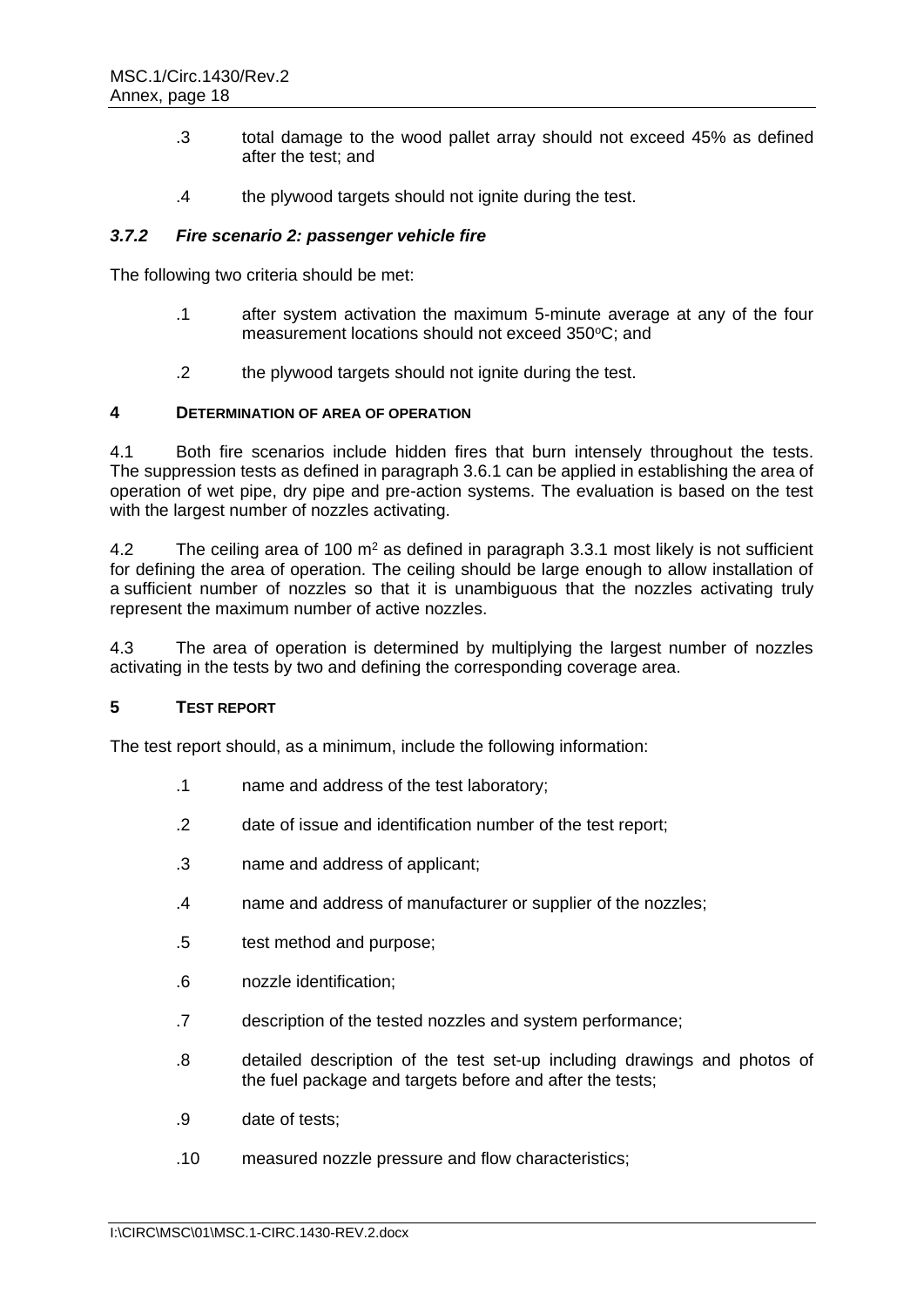.3 total damage to the wood pallet array should not exceed 45% as defined after the test; and

.4 the plywood targets should not ignite during the test.

### *3.7.2 Fire scenario 2: passenger vehicle fire*

The following two criteria should be met:

.1 after system activation the maximum 5-minute average at any of the four measurement locations should not exceed 350°C; and

.2 the plywood targets should not ignite during the test.

## 4 DETERMINATION OF AREA OF OPERATION

4.1 Both fire scenarios include hidden fires that burn intensely throughout the tests. The suppression tests as defined in paragraph 3.6.1 can be applied in establishing the area of operation of wet pipe, dry pipe and pre-action systems. The evaluation is based on the test with the largest number of nozzles activating.

4.2 The ceiling area of 100 $m^2$ as defined in paragraph 3.3.1 most likely is not sufficient for defining the area of operation. The ceiling should be large enough to allow installation of a sufficient number of nozzles so that it is unambiguous that the nozzles activating truly represent the maximum number of active nozzles.

4.3 The area of operation is determined by multiplying the largest number of nozzles activating in the tests by two and defining the corresponding coverage area.

## 5 TEST REPORT

The test report should, as a minimum, include the following information:

.1 name and address of the test laboratory;

.2 date of issue and identification number of the test report;

.3 name and address of applicant;

.4 name and address of manufacturer or supplier of the nozzles;

.5 test method and purpose;

.6 nozzle identification;

.7 description of the tested nozzles and system performance;

.8 detailed description of the test set-up including drawings and photos of the fuel package and targets before and after the tests;

.9 date of tests;

.10 measured nozzle pressure and flow characteristics;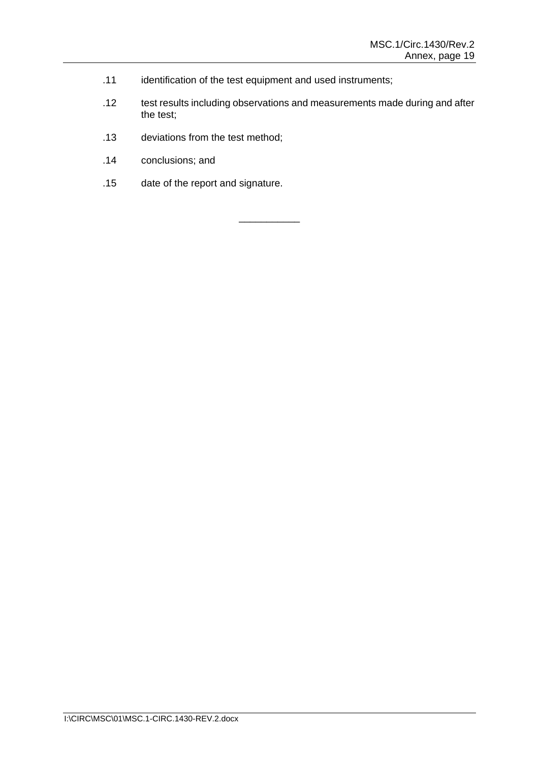.11 identification of the test equipment and used instruments;

.12 test results including observations and measurements made during and after the test;

.13 deviations from the test method;

.14 conclusions; and

.15 date of the report and signature.

___________